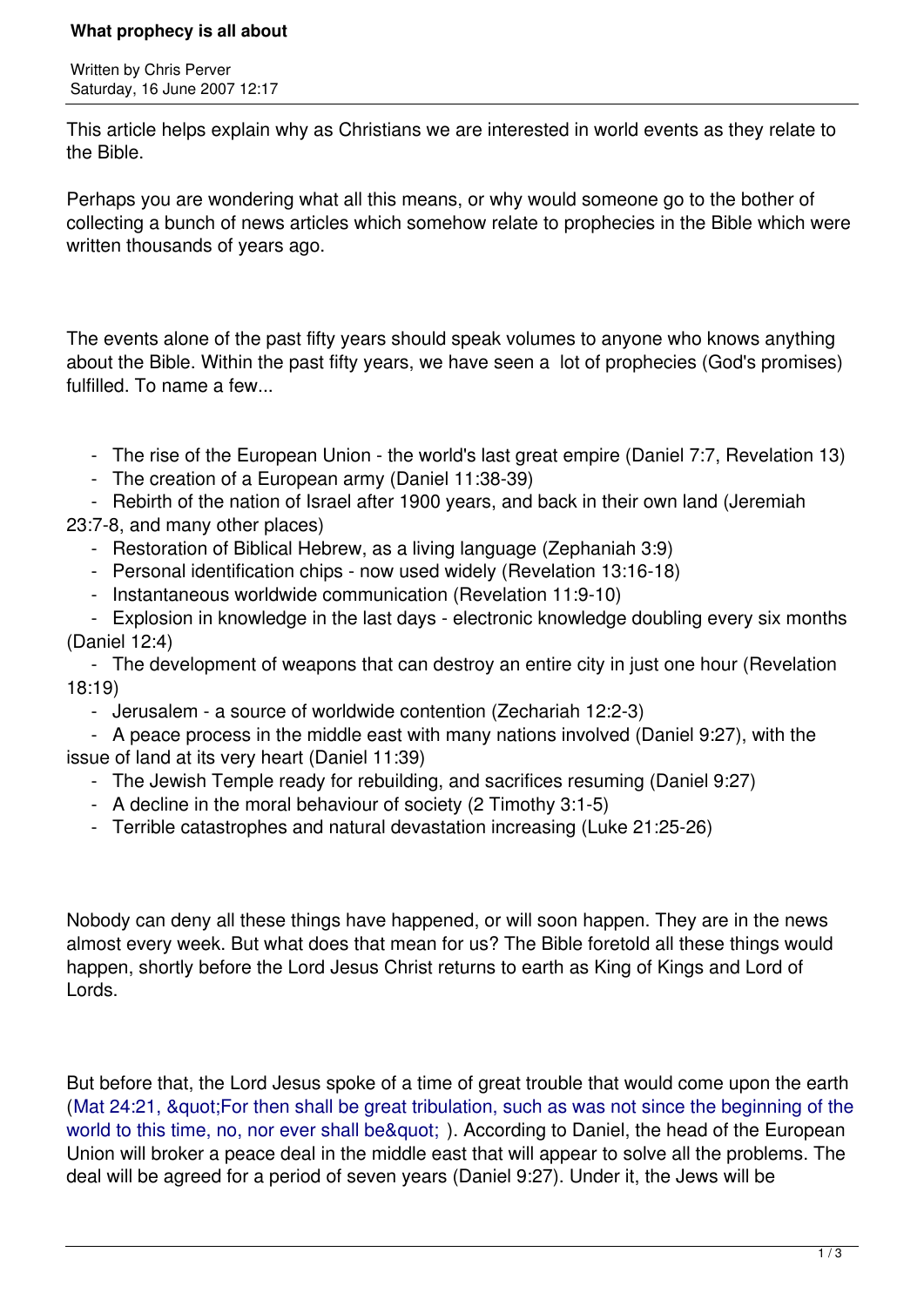# What prophecy is all about

Written by Chris Perver
Saturday, 16 June 2007 12:17

This article helps explain why as Christians we are interested in world events as they relate to the Bible.

Perhaps you are wondering what all this means, or why would someone go to the bother of collecting a bunch of news articles which somehow relate to prophecies in the Bible which were written thousands of years ago.

The events alone of the past fifty years should speak volumes to anyone who knows anything about the Bible. Within the past fifty years, we have seen a lot of prophecies (God's promises) fulfilled. To name a few...

- The rise of the European Union - the world's last great empire (Daniel 7:7, Revelation 13)
- The creation of a European army (Daniel 11:38-39)
- Rebirth of the nation of Israel after 1900 years, and back in their own land (Jeremiah 23:7-8, and many other places)
- Restoration of Biblical Hebrew, as a living language (Zephaniah 3:9)
- Personal identification chips - now used widely (Revelation 13:16-18)
- Instantaneous worldwide communication (Revelation 11:9-10)
- Explosion in knowledge in the last days - electronic knowledge doubling every six months (Daniel 12:4)
- The development of weapons that can destroy an entire city in just one hour (Revelation 18:19)
- Jerusalem - a source of worldwide contention (Zechariah 12:2-3)
- A peace process in the middle east with many nations involved (Daniel 9:27), with the issue of land at its very heart (Daniel 11:39)
- The Jewish Temple ready for rebuilding, and sacrifices resuming (Daniel 9:27)
- A decline in the moral behaviour of society (2 Timothy 3:1-5)
- Terrible catastrophes and natural devastation increasing (Luke 21:25-26)

Nobody can deny all these things have happened, or will soon happen. They are in the news almost every week. But what does that mean for us? The Bible foretold all these things would happen, shortly before the Lord Jesus Christ returns to earth as King of Kings and Lord of Lords.

But before that, the Lord Jesus spoke of a time of great trouble that would come upon the earth (Mat 24:21, &quot;For then shall be great tribulation, such as was not since the beginning of the world to this time, no, nor ever shall be&quot; ). According to Daniel, the head of the European Union will broker a peace deal in the middle east that will appear to solve all the problems. The deal will be agreed for a period of seven years (Daniel 9:27). Under it, the Jews will be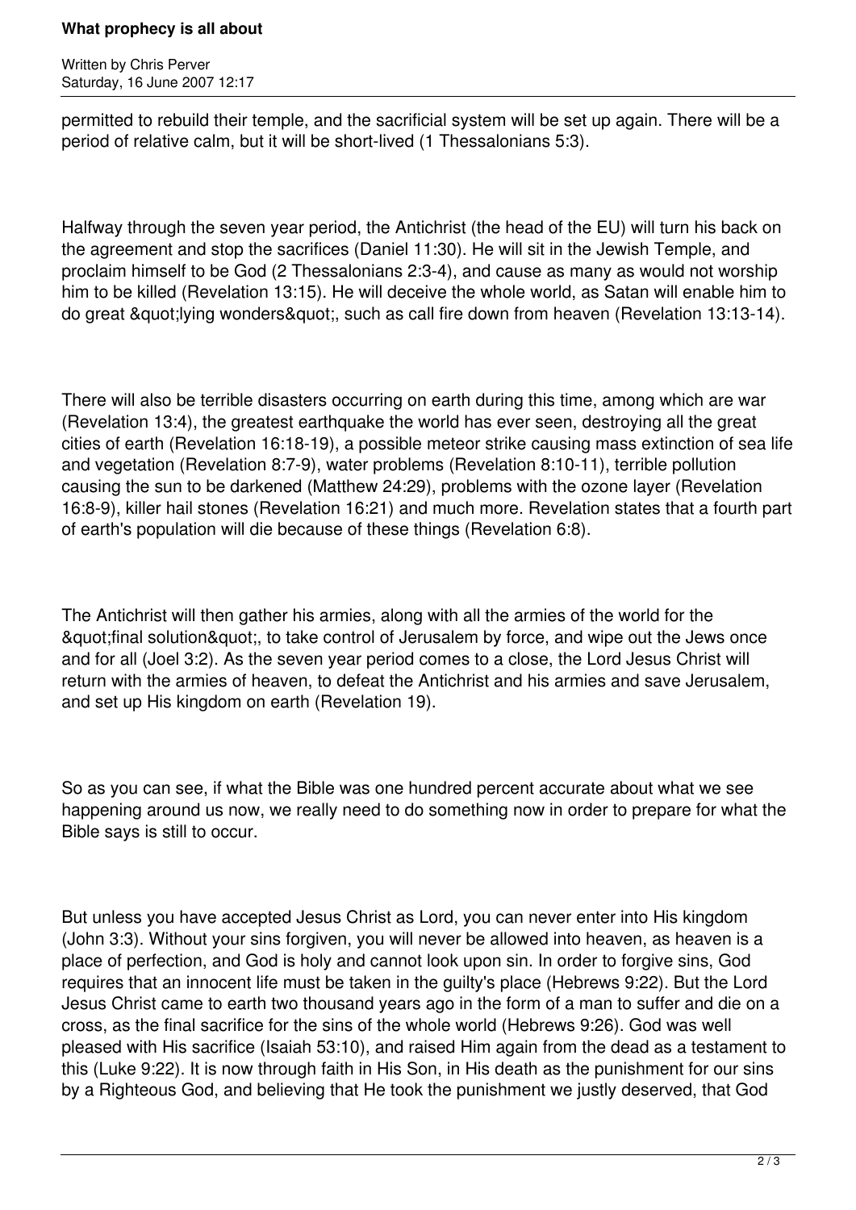permitted to rebuild their temple, and the sacrificial system will be set up again. There will be a period of relative calm, but it will be short-lived (1 Thessalonians 5:3).

Halfway through the seven year period, the Antichrist (the head of the EU) will turn his back on the agreement and stop the sacrifices (Daniel 11:30). He will sit in the Jewish Temple, and proclaim himself to be God (2 Thessalonians 2:3-4), and cause as many as would not worship him to be killed (Revelation 13:15). He will deceive the whole world, as Satan will enable him to do great &quot;lying wonders&quot;, such as call fire down from heaven (Revelation 13:13-14).

There will also be terrible disasters occurring on earth during this time, among which are war (Revelation 13:4), the greatest earthquake the world has ever seen, destroying all the great cities of earth (Revelation 16:18-19), a possible meteor strike causing mass extinction of sea life and vegetation (Revelation 8:7-9), water problems (Revelation 8:10-11), terrible pollution causing the sun to be darkened (Matthew 24:29), problems with the ozone layer (Revelation 16:8-9), killer hail stones (Revelation 16:21) and much more. Revelation states that a fourth part of earth's population will die because of these things (Revelation 6:8).

The Antichrist will then gather his armies, along with all the armies of the world for the &quot;final solution&quot;, to take control of Jerusalem by force, and wipe out the Jews once and for all (Joel 3:2). As the seven year period comes to a close, the Lord Jesus Christ will return with the armies of heaven, to defeat the Antichrist and his armies and save Jerusalem, and set up His kingdom on earth (Revelation 19).

So as you can see, if what the Bible was one hundred percent accurate about what we see happening around us now, we really need to do something now in order to prepare for what the Bible says is still to occur.

But unless you have accepted Jesus Christ as Lord, you can never enter into His kingdom (John 3:3). Without your sins forgiven, you will never be allowed into heaven, as heaven is a place of perfection, and God is holy and cannot look upon sin. In order to forgive sins, God requires that an innocent life must be taken in the guilty's place (Hebrews 9:22). But the Lord Jesus Christ came to earth two thousand years ago in the form of a man to suffer and die on a cross, as the final sacrifice for the sins of the whole world (Hebrews 9:26). God was well pleased with His sacrifice (Isaiah 53:10), and raised Him again from the dead as a testament to this (Luke 9:22). It is now through faith in His Son, in His death as the punishment for our sins by a Righteous God, and believing that He took the punishment we justly deserved, that God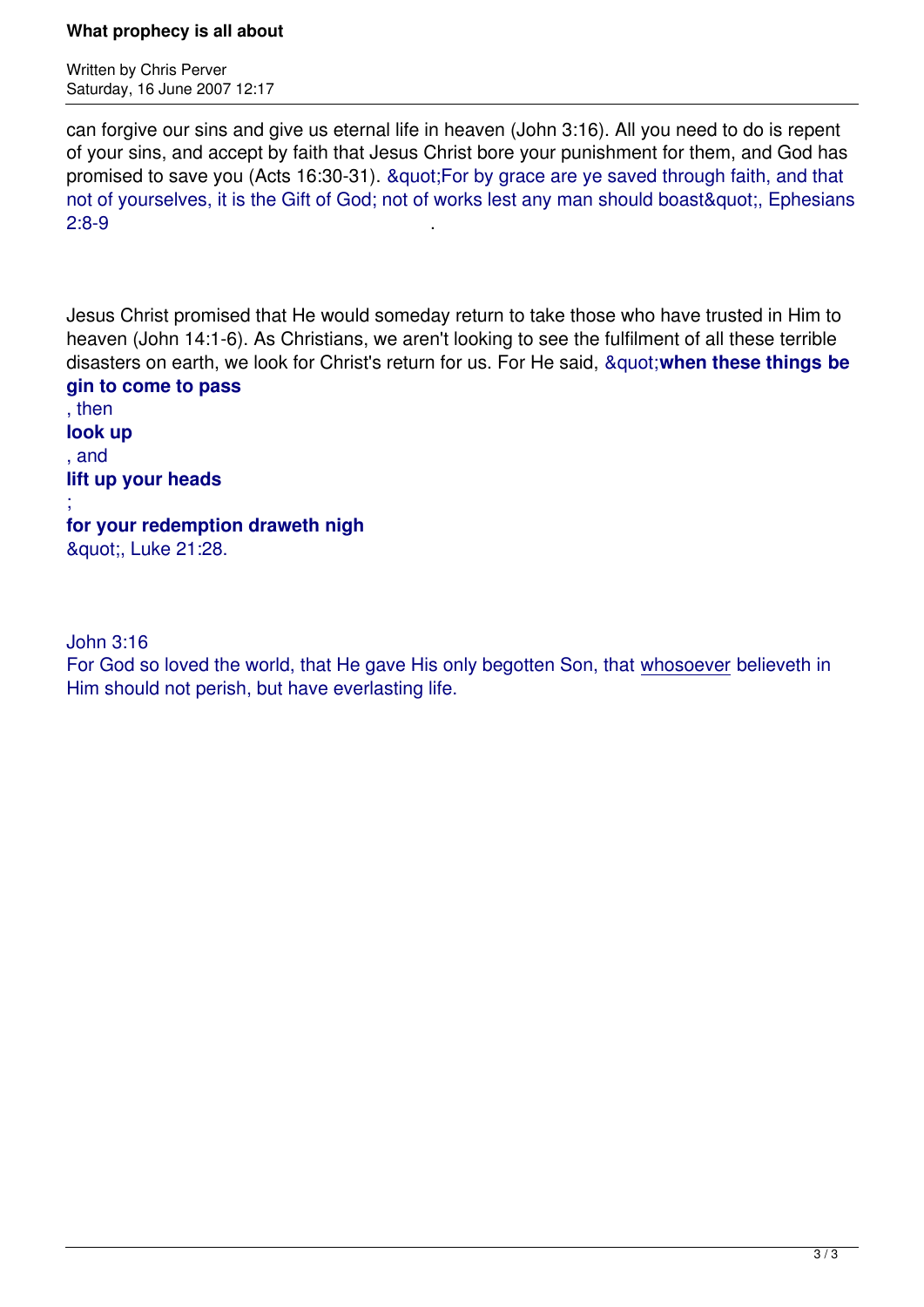can forgive our sins and give us eternal life in heaven (John 3:16). All you need to do is repent of your sins, and accept by faith that Jesus Christ bore your punishment for them, and God has promised to save you (Acts 16:30-31). &quot;For by grace are ye saved through faith, and that not of yourselves, it is the Gift of God; not of works lest any man should boast&quot;, Ephesians 2:8-9 .

Jesus Christ promised that He would someday return to take those who have trusted in Him to heaven (John 14:1-6). As Christians, we aren't looking to see the fulfilment of all these terrible disasters on earth, we look for Christ's return for us. For He said, &quot;**when these things begin to come to pass**, then **look up**, and **lift up your heads**; **for your redemption draweth nigh**&quot;, Luke 21:28.

John 3:16
For God so loved the world, that He gave His only begotten Son, that whosoever believeth in Him should not perish, but have everlasting life.